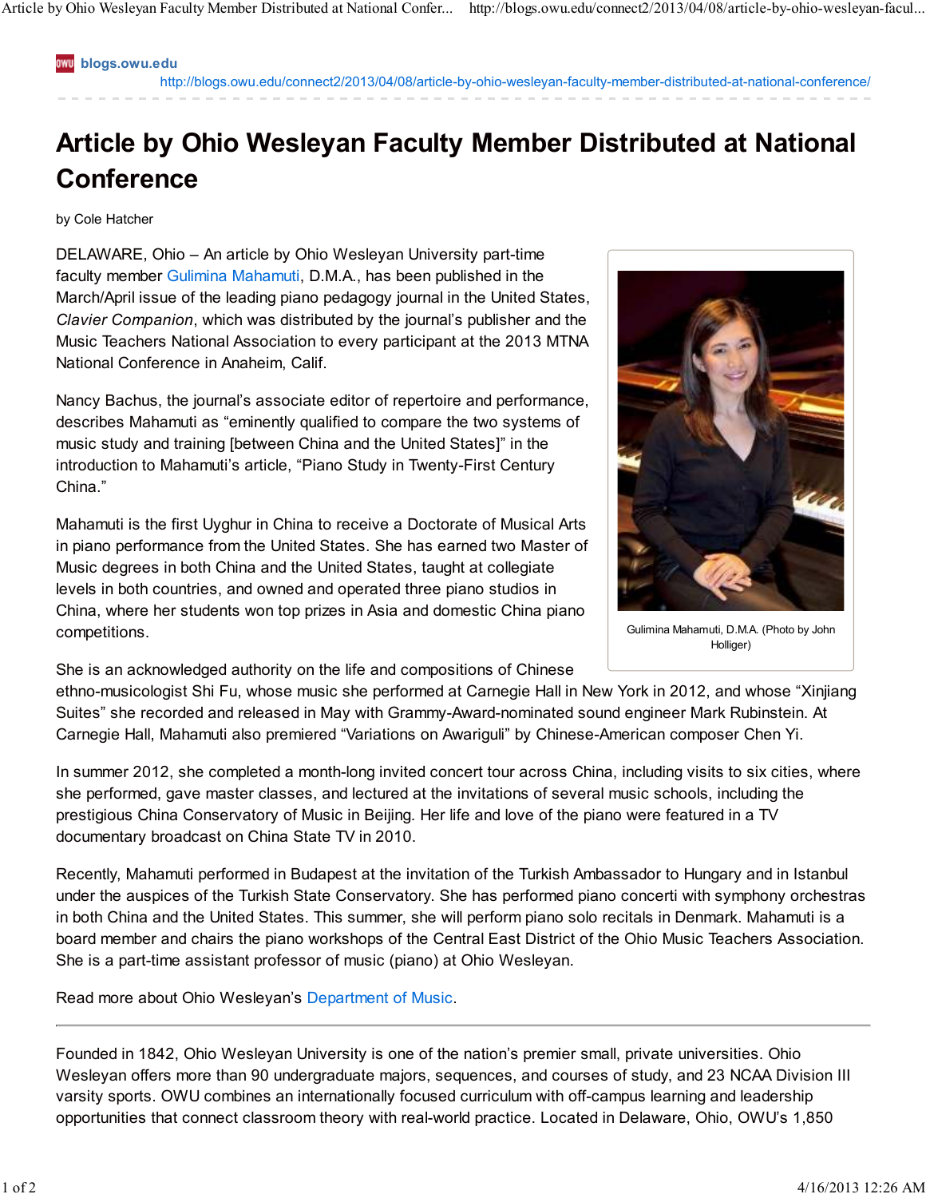blogs.owu.edu

http://blogs.owu.edu/connect2/2013/04/08/article-by-ohio-wesleyan-faculty-member-distributed-at-national-conference/

# Article by Ohio Wesleyan Faculty Member Distributed at National Conference

by Cole Hatcher

DELAWARE, Ohio – An article by Ohio Wesleyan University part-time faculty member Gulimina Mahamuti, D.M.A., has been published in the March/April issue of the leading piano pedagogy journal in the United States, *Clavier Companion*, which was distributed by the journal's publisher and the Music Teachers National Association to every participant at the 2013 MTNA National Conference in Anaheim, Calif.

Nancy Bachus, the journal's associate editor of repertoire and performance, describes Mahamuti as "eminently qualified to compare the two systems of music study and training [between China and the United States]" in the introduction to Mahamuti's article, "Piano Study in Twenty-First Century China."

Gulimina Mahamuti, D.M.A. (Photo by John Holliger)

Mahamuti is the first Uyghur in China to receive a Doctorate of Musical Arts in piano performance from the United States. She has earned two Master of Music degrees in both China and the United States, taught at collegiate levels in both countries, and owned and operated three piano studios in China, where her students won top prizes in Asia and domestic China piano competitions.

She is an acknowledged authority on the life and compositions of Chinese ethno-musicologist Shi Fu, whose music she performed at Carnegie Hall in New York in 2012, and whose "Xinjiang Suites" she recorded and released in May with Grammy-Award-nominated sound engineer Mark Rubinstein. At Carnegie Hall, Mahamuti also premiered "Variations on Awariguli" by Chinese-American composer Chen Yi.

In summer 2012, she completed a month-long invited concert tour across China, including visits to six cities, where she performed, gave master classes, and lectured at the invitations of several music schools, including the prestigious China Conservatory of Music in Beijing. Her life and love of the piano were featured in a TV documentary broadcast on China State TV in 2010.

Recently, Mahamuti performed in Budapest at the invitation of the Turkish Ambassador to Hungary and in Istanbul under the auspices of the Turkish State Conservatory. She has performed piano concerti with symphony orchestras in both China and the United States. This summer, she will perform piano solo recitals in Denmark. Mahamuti is a board member and chairs the piano workshops of the Central East District of the Ohio Music Teachers Association. She is a part-time assistant professor of music (piano) at Ohio Wesleyan.

Read more about Ohio Wesleyan's Department of Music.

---

Founded in 1842, Ohio Wesleyan University is one of the nation's premier small, private universities. Ohio Wesleyan offers more than 90 undergraduate majors, sequences, and courses of study, and 23 NCAA Division III varsity sports. OWU combines an internationally focused curriculum with off-campus learning and leadership opportunities that connect classroom theory with real-world practice. Located in Delaware, Ohio, OWU's 1,850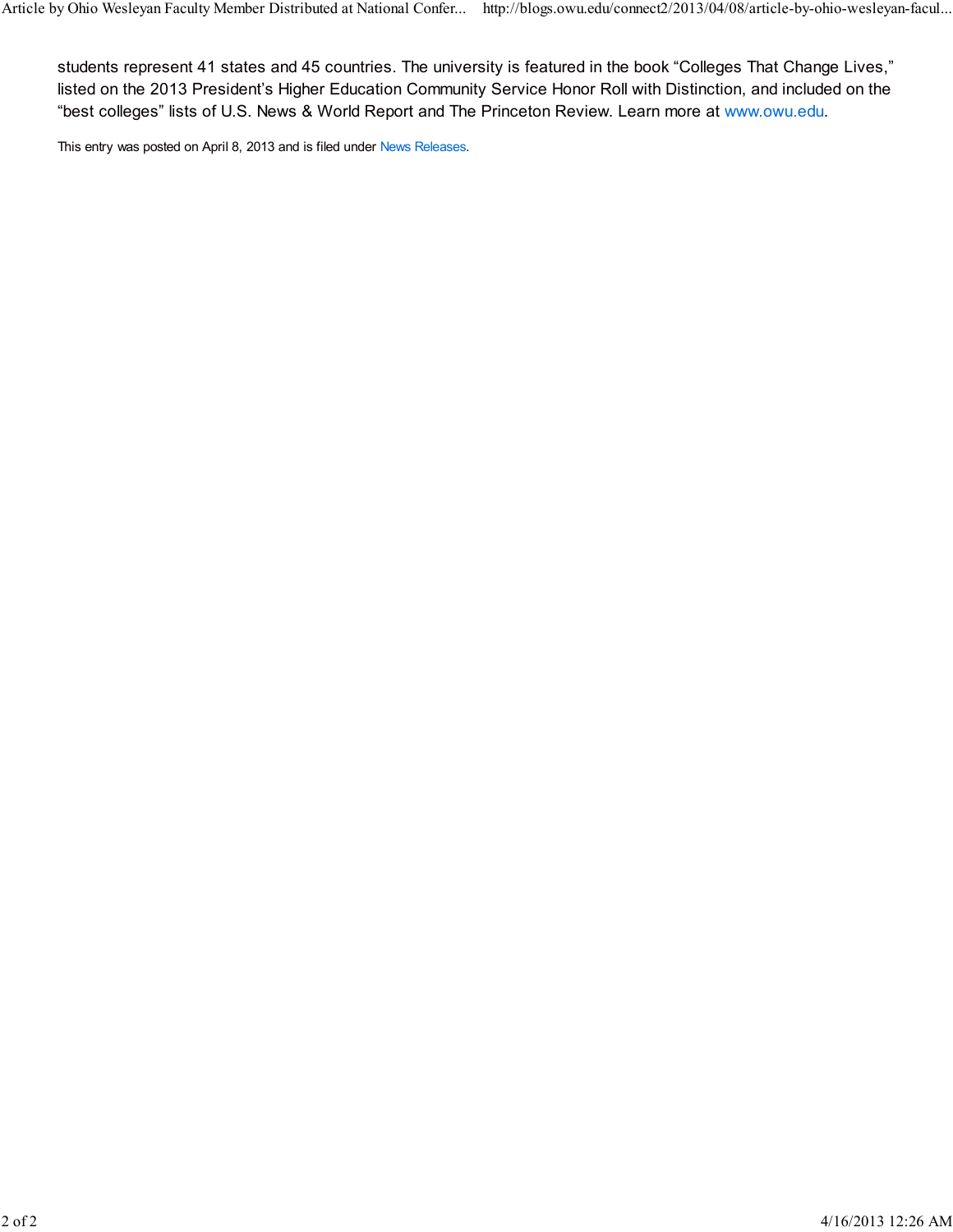students represent 41 states and 45 countries. The university is featured in the book “Colleges That Change Lives,” listed on the 2013 President’s Higher Education Community Service Honor Roll with Distinction, and included on the “best colleges” lists of U.S. News & World Report and The Princeton Review. Learn more at www.owu.edu.

This entry was posted on April 8, 2013 and is filed under News Releases.